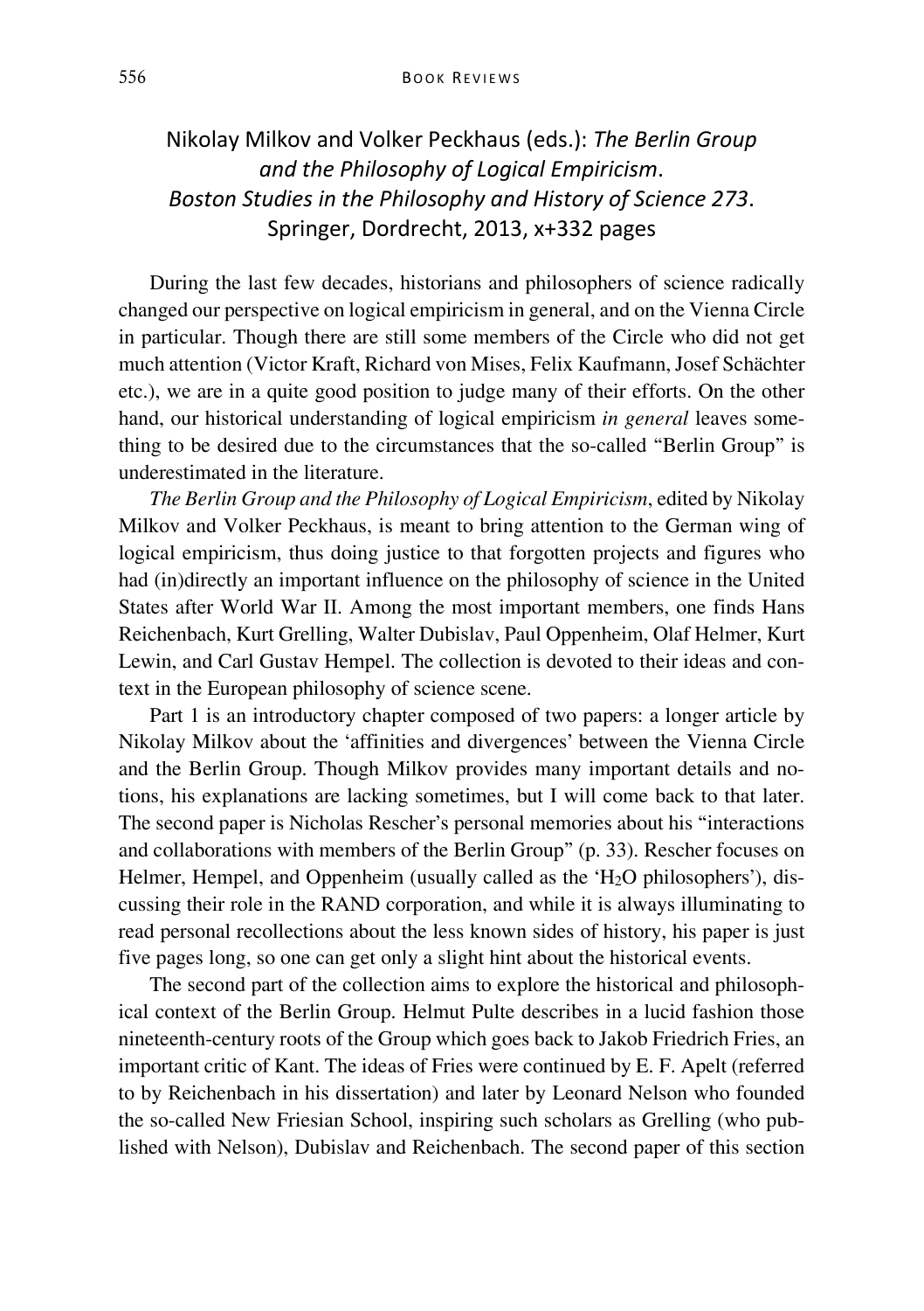# Nikolay Milkov and Volker Peckhaus (eds.): *The Berlin Group and the Philosophy of Logical Empiricism*. *Boston Studies in the Philosophy and History of Science 273*. Springer, Dordrecht, 2013, x+332 pages

During the last few decades, historians and philosophers of science radically changed our perspective on logical empiricism in general, and on the Vienna Circle in particular. Though there are still some members of the Circle who did not get much attention (Victor Kraft, Richard von Mises, Felix Kaufmann, Josef Schächter etc.), we are in a quite good position to judge many of their efforts. On the other hand, our historical understanding of logical empiricism *in general* leaves something to be desired due to the circumstances that the so-called "Berlin Group" is underestimated in the literature.

*The Berlin Group and the Philosophy of Logical Empiricism*, edited by Nikolay Milkov and Volker Peckhaus, is meant to bring attention to the German wing of logical empiricism, thus doing justice to that forgotten projects and figures who had (in)directly an important influence on the philosophy of science in the United States after World War II. Among the most important members, one finds Hans Reichenbach, Kurt Grelling, Walter Dubislav, Paul Oppenheim, Olaf Helmer, Kurt Lewin, and Carl Gustav Hempel. The collection is devoted to their ideas and context in the European philosophy of science scene.

Part 1 is an introductory chapter composed of two papers: a longer article by Nikolay Milkov about the 'affinities and divergences' between the Vienna Circle and the Berlin Group. Though Milkov provides many important details and notions, his explanations are lacking sometimes, but I will come back to that later. The second paper is Nicholas Rescher's personal memories about his "interactions and collaborations with members of the Berlin Group" (p. 33). Rescher focuses on Helmer, Hempel, and Oppenheim (usually called as the '$H_2O$ philosophers'), discussing their role in the RAND corporation, and while it is always illuminating to read personal recollections about the less known sides of history, his paper is just five pages long, so one can get only a slight hint about the historical events.

The second part of the collection aims to explore the historical and philosophical context of the Berlin Group. Helmut Pulte describes in a lucid fashion those nineteenth-century roots of the Group which goes back to Jakob Friedrich Fries, an important critic of Kant. The ideas of Fries were continued by E. F. Apelt (referred to by Reichenbach in his dissertation) and later by Leonard Nelson who founded the so-called New Friesian School, inspiring such scholars as Grelling (who published with Nelson), Dubislav and Reichenbach. The second paper of this section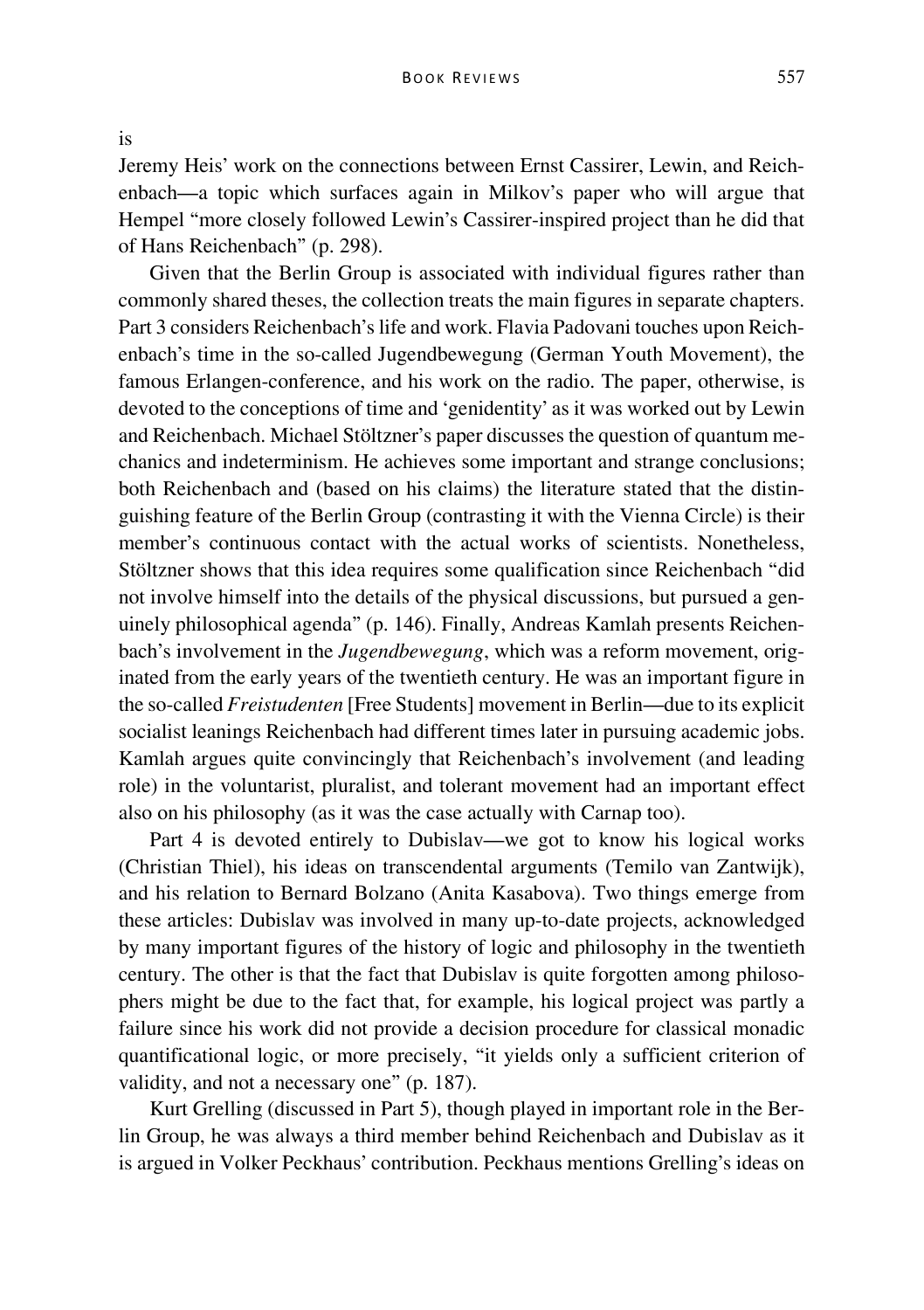is

Jeremy Heis' work on the connections between Ernst Cassirer, Lewin, and Reichenbach—a topic which surfaces again in Milkov's paper who will argue that Hempel "more closely followed Lewin's Cassirer-inspired project than he did that of Hans Reichenbach" (p. 298).

Given that the Berlin Group is associated with individual figures rather than commonly shared theses, the collection treats the main figures in separate chapters. Part 3 considers Reichenbach's life and work. Flavia Padovani touches upon Reichenbach's time in the so-called Jugendbewegung (German Youth Movement), the famous Erlangen-conference, and his work on the radio. The paper, otherwise, is devoted to the conceptions of time and 'genidentity' as it was worked out by Lewin and Reichenbach. Michael Stöltzner's paper discusses the question of quantum mechanics and indeterminism. He achieves some important and strange conclusions; both Reichenbach and (based on his claims) the literature stated that the distinguishing feature of the Berlin Group (contrasting it with the Vienna Circle) is their member's continuous contact with the actual works of scientists. Nonetheless, Stöltzner shows that this idea requires some qualification since Reichenbach "did not involve himself into the details of the physical discussions, but pursued a genuinely philosophical agenda" (p. 146). Finally, Andreas Kamlah presents Reichenbach's involvement in the *Jugendbewegung*, which was a reform movement, originated from the early years of the twentieth century. He was an important figure in the so-called *Freistudenten* [Free Students] movement in Berlin—due to its explicit socialist leanings Reichenbach had different times later in pursuing academic jobs. Kamlah argues quite convincingly that Reichenbach's involvement (and leading role) in the voluntarist, pluralist, and tolerant movement had an important effect also on his philosophy (as it was the case actually with Carnap too).

Part 4 is devoted entirely to Dubislav—we got to know his logical works (Christian Thiel), his ideas on transcendental arguments (Temilo van Zantwijk), and his relation to Bernard Bolzano (Anita Kasabova). Two things emerge from these articles: Dubislav was involved in many up-to-date projects, acknowledged by many important figures of the history of logic and philosophy in the twentieth century. The other is that the fact that Dubislav is quite forgotten among philosophers might be due to the fact that, for example, his logical project was partly a failure since his work did not provide a decision procedure for classical monadic quantificational logic, or more precisely, "it yields only a sufficient criterion of validity, and not a necessary one" (p. 187).

Kurt Grelling (discussed in Part 5), though played in important role in the Berlin Group, he was always a third member behind Reichenbach and Dubislav as it is argued in Volker Peckhaus' contribution. Peckhaus mentions Grelling's ideas on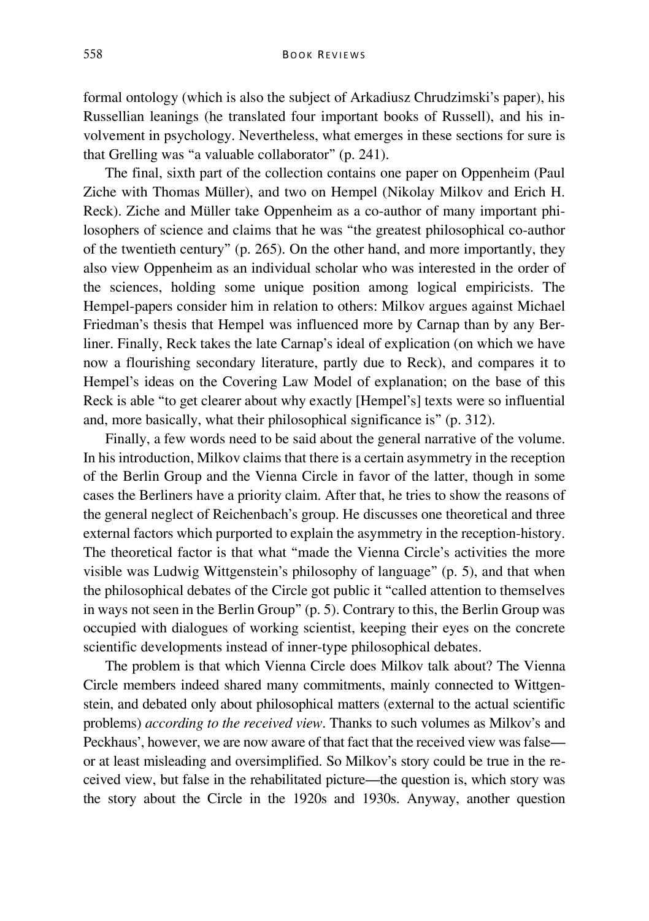formal ontology (which is also the subject of Arkadiusz Chrudzimski's paper), his Russellian leanings (he translated four important books of Russell), and his involvement in psychology. Nevertheless, what emerges in these sections for sure is that Grelling was "a valuable collaborator" (p. 241).

The final, sixth part of the collection contains one paper on Oppenheim (Paul Ziche with Thomas Müller), and two on Hempel (Nikolay Milkov and Erich H. Reck). Ziche and Müller take Oppenheim as a co-author of many important philosophers of science and claims that he was "the greatest philosophical co-author of the twentieth century" (p. 265). On the other hand, and more importantly, they also view Oppenheim as an individual scholar who was interested in the order of the sciences, holding some unique position among logical empiricists. The Hempel-papers consider him in relation to others: Milkov argues against Michael Friedman's thesis that Hempel was influenced more by Carnap than by any Berliner. Finally, Reck takes the late Carnap's ideal of explication (on which we have now a flourishing secondary literature, partly due to Reck), and compares it to Hempel's ideas on the Covering Law Model of explanation; on the base of this Reck is able "to get clearer about why exactly [Hempel's] texts were so influential and, more basically, what their philosophical significance is" (p. 312).

Finally, a few words need to be said about the general narrative of the volume. In his introduction, Milkov claims that there is a certain asymmetry in the reception of the Berlin Group and the Vienna Circle in favor of the latter, though in some cases the Berliners have a priority claim. After that, he tries to show the reasons of the general neglect of Reichenbach's group. He discusses one theoretical and three external factors which purported to explain the asymmetry in the reception-history. The theoretical factor is that what "made the Vienna Circle's activities the more visible was Ludwig Wittgenstein's philosophy of language" (p. 5), and that when the philosophical debates of the Circle got public it "called attention to themselves in ways not seen in the Berlin Group" (p. 5). Contrary to this, the Berlin Group was occupied with dialogues of working scientist, keeping their eyes on the concrete scientific developments instead of inner-type philosophical debates.

The problem is that which Vienna Circle does Milkov talk about? The Vienna Circle members indeed shared many commitments, mainly connected to Wittgenstein, and debated only about philosophical matters (external to the actual scientific problems) *according to the received view*. Thanks to such volumes as Milkov's and Peckhaus', however, we are now aware of that fact that the received view was false—or at least misleading and oversimplified. So Milkov's story could be true in the received view, but false in the rehabilitated picture—the question is, which story was the story about the Circle in the 1920s and 1930s. Anyway, another question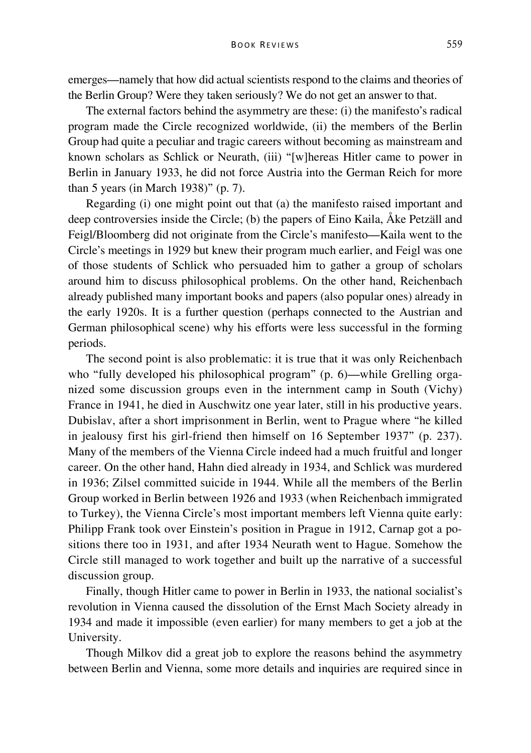emerges—namely that how did actual scientists respond to the claims and theories of the Berlin Group? Were they taken seriously? We do not get an answer to that.

The external factors behind the asymmetry are these: (i) the manifesto's radical program made the Circle recognized worldwide, (ii) the members of the Berlin Group had quite a peculiar and tragic careers without becoming as mainstream and known scholars as Schlick or Neurath, (iii) "[w]hereas Hitler came to power in Berlin in January 1933, he did not force Austria into the German Reich for more than 5 years (in March 1938)" (p. 7).

Regarding (i) one might point out that (a) the manifesto raised important and deep controversies inside the Circle; (b) the papers of Eino Kaila, Åke Petzäll and Feigl/Bloomberg did not originate from the Circle's manifesto—Kaila went to the Circle's meetings in 1929 but knew their program much earlier, and Feigl was one of those students of Schlick who persuaded him to gather a group of scholars around him to discuss philosophical problems. On the other hand, Reichenbach already published many important books and papers (also popular ones) already in the early 1920s. It is a further question (perhaps connected to the Austrian and German philosophical scene) why his efforts were less successful in the forming periods.

The second point is also problematic: it is true that it was only Reichenbach who "fully developed his philosophical program" (p. 6)—while Grelling organized some discussion groups even in the internment camp in South (Vichy) France in 1941, he died in Auschwitz one year later, still in his productive years. Dubislav, after a short imprisonment in Berlin, went to Prague where "he killed in jealousy first his girl-friend then himself on 16 September 1937" (p. 237). Many of the members of the Vienna Circle indeed had a much fruitful and longer career. On the other hand, Hahn died already in 1934, and Schlick was murdered in 1936; Zilsel committed suicide in 1944. While all the members of the Berlin Group worked in Berlin between 1926 and 1933 (when Reichenbach immigrated to Turkey), the Vienna Circle's most important members left Vienna quite early: Philipp Frank took over Einstein's position in Prague in 1912, Carnap got a positions there too in 1931, and after 1934 Neurath went to Hague. Somehow the Circle still managed to work together and built up the narrative of a successful discussion group.

Finally, though Hitler came to power in Berlin in 1933, the national socialist's revolution in Vienna caused the dissolution of the Ernst Mach Society already in 1934 and made it impossible (even earlier) for many members to get a job at the University.

Though Milkov did a great job to explore the reasons behind the asymmetry between Berlin and Vienna, some more details and inquiries are required since in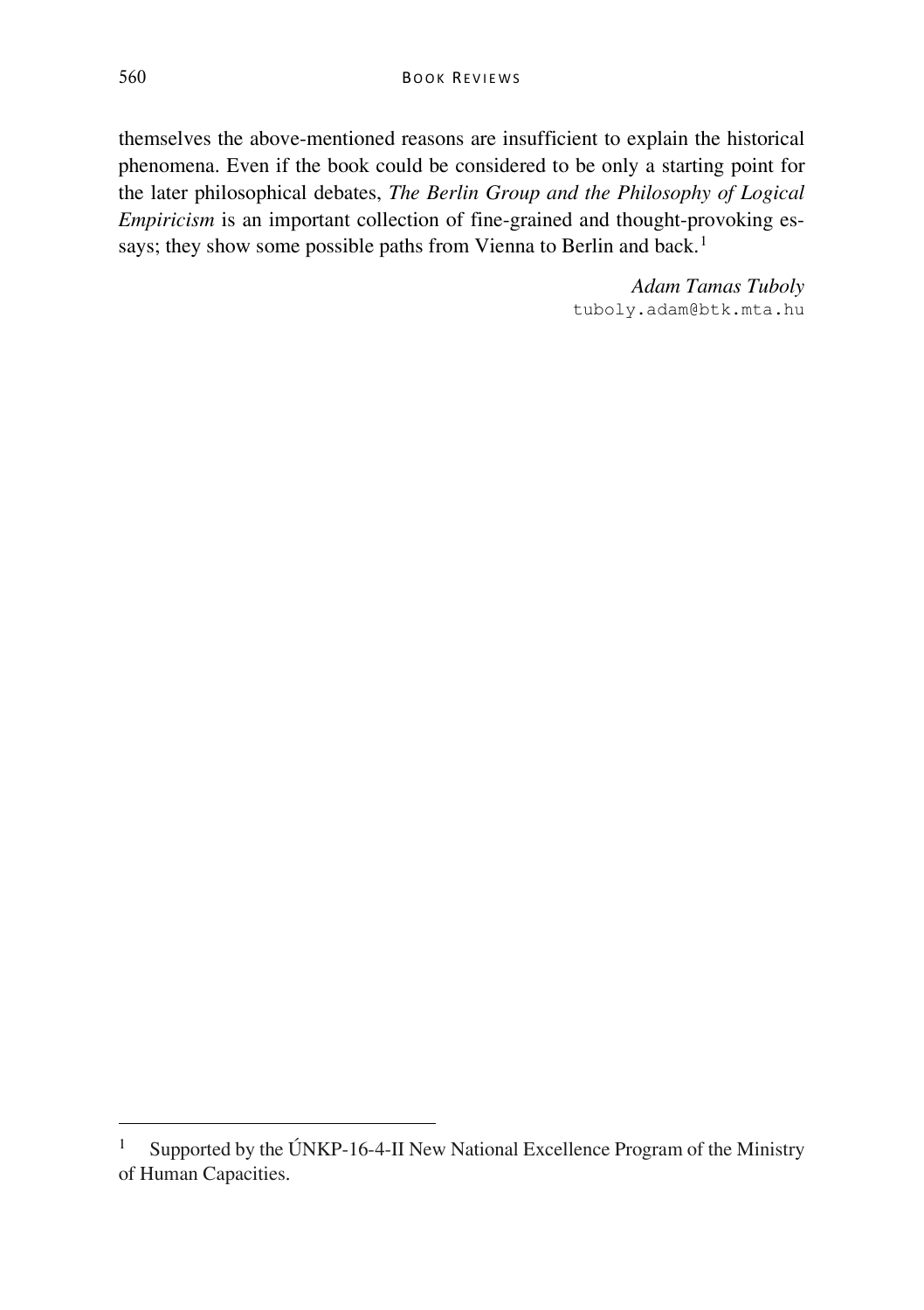themselves the above-mentioned reasons are insufficient to explain the historical phenomena. Even if the book could be considered to be only a starting point for the later philosophical debates, *The Berlin Group and the Philosophy of Logical Empiricism* is an important collection of fine-grained and thought-provoking essays; they show some possible paths from Vienna to Berlin and back.[1]

*Adam Tamas Tuboly*
tuboly.adam@btk.mta.hu

---

[1] Supported by the ÚNKP-16-4-II New National Excellence Program of the Ministry of Human Capacities.